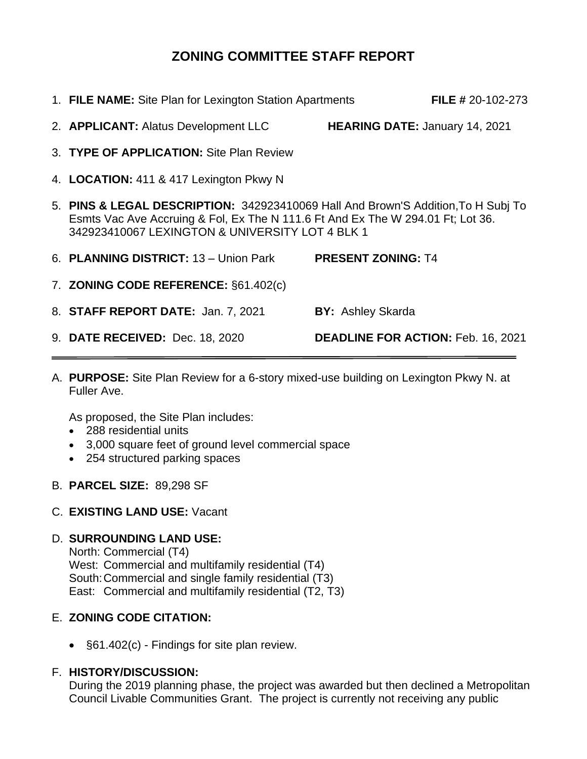# ZONING COMMITTEE STAFF REPORT

1. **FILE NAME:** Site Plan for Lexington Station Apartments **FILE #** 20-102-273
2. **APPLICANT:** Alatus Development LLC **HEARING DATE:** January 14, 2021
3. **TYPE OF APPLICATION:** Site Plan Review
4. **LOCATION:** 411 & 417 Lexington Pkwy N
5. **PINS & LEGAL DESCRIPTION:** 342923410069 Hall And Brown'S Addition,To H Subj To Esmts Vac Ave Accruing & Fol, Ex The N 111.6 Ft And Ex The W 294.01 Ft; Lot 36. 342923410067 LEXINGTON & UNIVERSITY LOT 4 BLK 1
6. **PLANNING DISTRICT:** 13 – Union Park **PRESENT ZONING:** T4
7. **ZONING CODE REFERENCE:** §61.402(c)
8. **STAFF REPORT DATE:** Jan. 7, 2021 **BY:** Ashley Skarda
9. **DATE RECEIVED:** Dec. 18, 2020 **DEADLINE FOR ACTION:** Feb. 16, 2021

---

A. **PURPOSE:** Site Plan Review for a 6-story mixed-use building on Lexington Pkwy N. at Fuller Ave.

   As proposed, the Site Plan includes:
   - 288 residential units
   - 3,000 square feet of ground level commercial space
   - 254 structured parking spaces

B. **PARCEL SIZE:** 89,298 SF

C. **EXISTING LAND USE:** Vacant

D. **SURROUNDING LAND USE:**
   North: Commercial (T4)
   West: Commercial and multifamily residential (T4)
   South: Commercial and single family residential (T3)
   East: Commercial and multifamily residential (T2, T3)

E. **ZONING CODE CITATION:**
   - §61.402(c) - Findings for site plan review.

F. **HISTORY/DISCUSSION:**
   During the 2019 planning phase, the project was awarded but then declined a Metropolitan Council Livable Communities Grant. The project is currently not receiving any public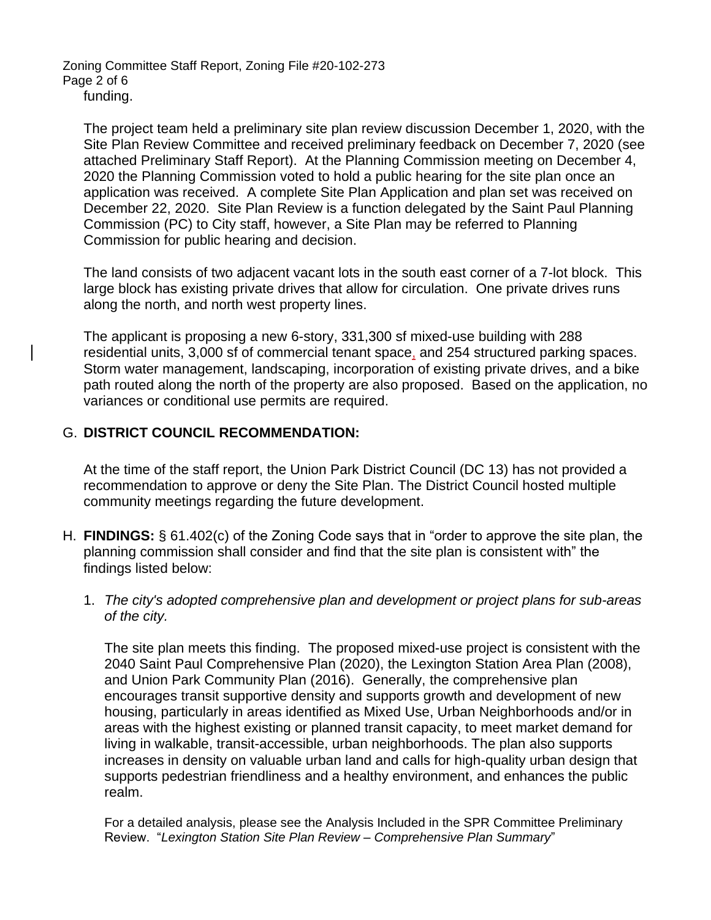funding.

The project team held a preliminary site plan review discussion December 1, 2020, with the Site Plan Review Committee and received preliminary feedback on December 7, 2020 (see attached Preliminary Staff Report). At the Planning Commission meeting on December 4, 2020 the Planning Commission voted to hold a public hearing for the site plan once an application was received. A complete Site Plan Application and plan set was received on December 22, 2020. Site Plan Review is a function delegated by the Saint Paul Planning Commission (PC) to City staff, however, a Site Plan may be referred to Planning Commission for public hearing and decision.

The land consists of two adjacent vacant lots in the south east corner of a 7-lot block. This large block has existing private drives that allow for circulation. One private drives runs along the north, and north west property lines.

The applicant is proposing a new 6-story, 331,300 sf mixed-use building with 288 residential units, 3,000 sf of commercial tenant space, and 254 structured parking spaces. Storm water management, landscaping, incorporation of existing private drives, and a bike path routed along the north of the property are also proposed. Based on the application, no variances or conditional use permits are required.

G. **DISTRICT COUNCIL RECOMMENDATION:**

At the time of the staff report, the Union Park District Council (DC 13) has not provided a recommendation to approve or deny the Site Plan. The District Council hosted multiple community meetings regarding the future development.

H. **FINDINGS:** § 61.402(c) of the Zoning Code says that in "order to approve the site plan, the planning commission shall consider and find that the site plan is consistent with" the findings listed below:

1. *The city's adopted comprehensive plan and development or project plans for sub-areas of the city.*

   The site plan meets this finding. The proposed mixed-use project is consistent with the 2040 Saint Paul Comprehensive Plan (2020), the Lexington Station Area Plan (2008), and Union Park Community Plan (2016). Generally, the comprehensive plan encourages transit supportive density and supports growth and development of new housing, particularly in areas identified as Mixed Use, Urban Neighborhoods and/or in areas with the highest existing or planned transit capacity, to meet market demand for living in walkable, transit-accessible, urban neighborhoods. The plan also supports increases in density on valuable urban land and calls for high-quality urban design that supports pedestrian friendliness and a healthy environment, and enhances the public realm.

   For a detailed analysis, please see the Analysis Included in the SPR Committee Preliminary Review. "*Lexington Station Site Plan Review – Comprehensive Plan Summary*"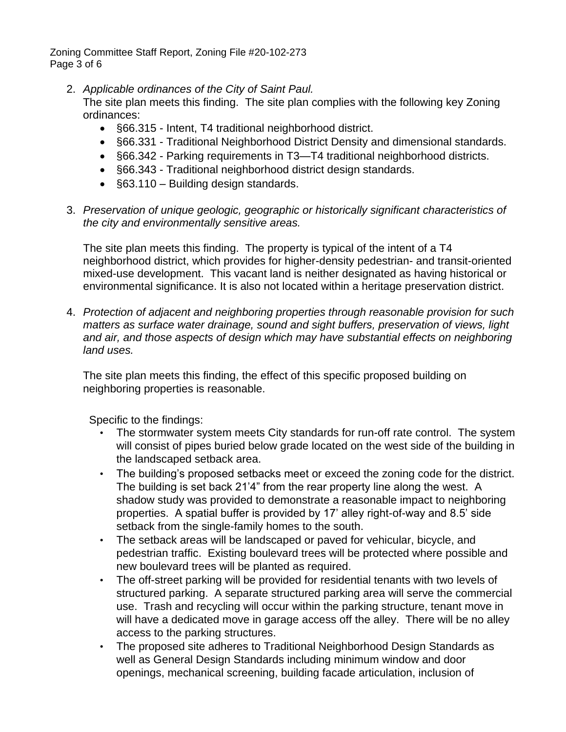2. *Applicable ordinances of the City of Saint Paul.*
   The site plan meets this finding. The site plan complies with the following key Zoning ordinances:
   - §66.315 - Intent, T4 traditional neighborhood district.
   - §66.331 - Traditional Neighborhood District Density and dimensional standards.
   - §66.342 - Parking requirements in T3—T4 traditional neighborhood districts.
   - §66.343 - Traditional neighborhood district design standards.
   - §63.110 – Building design standards.

3. *Preservation of unique geologic, geographic or historically significant characteristics of the city and environmentally sensitive areas.*

   The site plan meets this finding. The property is typical of the intent of a T4 neighborhood district, which provides for higher-density pedestrian- and transit-oriented mixed-use development. This vacant land is neither designated as having historical or environmental significance. It is also not located within a heritage preservation district.

4. *Protection of adjacent and neighboring properties through reasonable provision for such matters as surface water drainage, sound and sight buffers, preservation of views, light and air, and those aspects of design which may have substantial effects on neighboring land uses.*

   The site plan meets this finding, the effect of this specific proposed building on neighboring properties is reasonable.

   Specific to the findings:
   - The stormwater system meets City standards for run-off rate control. The system will consist of pipes buried below grade located on the west side of the building in the landscaped setback area.
   - The building's proposed setbacks meet or exceed the zoning code for the district. The building is set back 21'4" from the rear property line along the west. A shadow study was provided to demonstrate a reasonable impact to neighboring properties. A spatial buffer is provided by 17' alley right-of-way and 8.5' side setback from the single-family homes to the south.
   - The setback areas will be landscaped or paved for vehicular, bicycle, and pedestrian traffic. Existing boulevard trees will be protected where possible and new boulevard trees will be planted as required.
   - The off-street parking will be provided for residential tenants with two levels of structured parking. A separate structured parking area will serve the commercial use. Trash and recycling will occur within the parking structure, tenant move in will have a dedicated move in garage access off the alley. There will be no alley access to the parking structures.
   - The proposed site adheres to Traditional Neighborhood Design Standards as well as General Design Standards including minimum window and door openings, mechanical screening, building facade articulation, inclusion of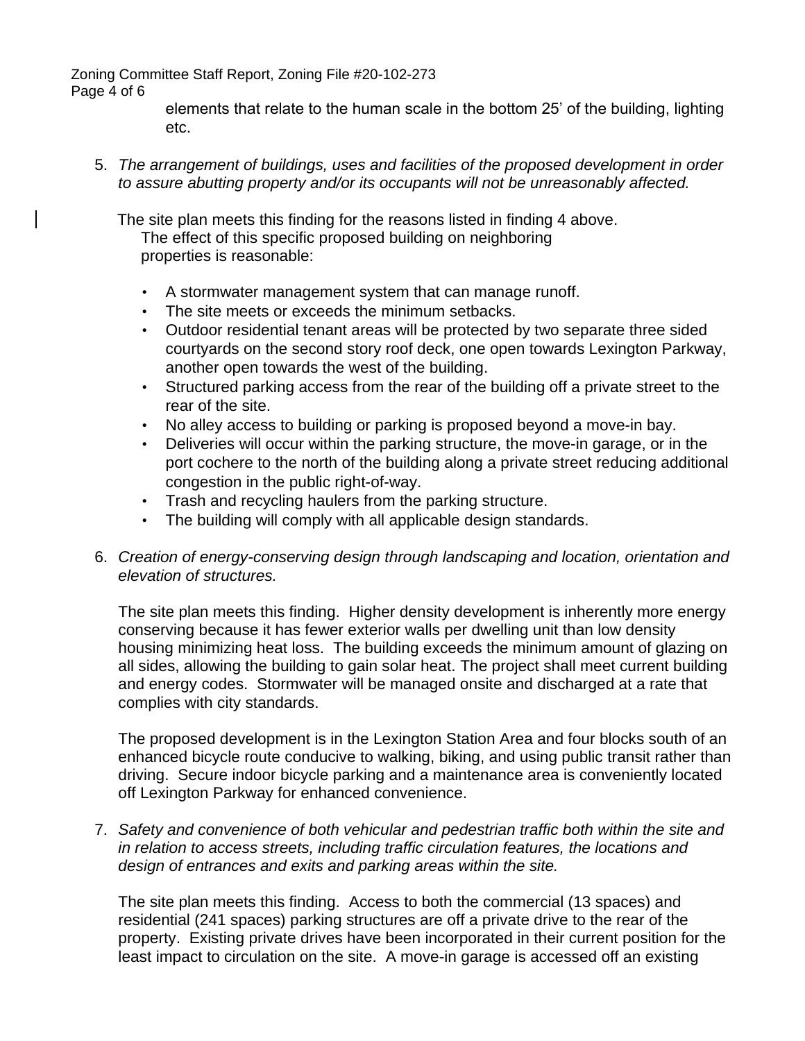elements that relate to the human scale in the bottom 25' of the building, lighting etc.

5. *The arrangement of buildings, uses and facilities of the proposed development in order to assure abutting property and/or its occupants will not be unreasonably affected.*

   The site plan meets this finding for the reasons listed in finding 4 above. The effect of this specific proposed building on neighboring properties is reasonable:

   - A stormwater management system that can manage runoff.
   - The site meets or exceeds the minimum setbacks.
   - Outdoor residential tenant areas will be protected by two separate three sided courtyards on the second story roof deck, one open towards Lexington Parkway, another open towards the west of the building.
   - Structured parking access from the rear of the building off a private street to the rear of the site.
   - No alley access to building or parking is proposed beyond a move-in bay.
   - Deliveries will occur within the parking structure, the move-in garage, or in the port cochere to the north of the building along a private street reducing additional congestion in the public right-of-way.
   - Trash and recycling haulers from the parking structure.
   - The building will comply with all applicable design standards.

6. *Creation of energy-conserving design through landscaping and location, orientation and elevation of structures.*

   The site plan meets this finding. Higher density development is inherently more energy conserving because it has fewer exterior walls per dwelling unit than low density housing minimizing heat loss. The building exceeds the minimum amount of glazing on all sides, allowing the building to gain solar heat. The project shall meet current building and energy codes. Stormwater will be managed onsite and discharged at a rate that complies with city standards.

   The proposed development is in the Lexington Station Area and four blocks south of an enhanced bicycle route conducive to walking, biking, and using public transit rather than driving. Secure indoor bicycle parking and a maintenance area is conveniently located off Lexington Parkway for enhanced convenience.

7. *Safety and convenience of both vehicular and pedestrian traffic both within the site and in relation to access streets, including traffic circulation features, the locations and design of entrances and exits and parking areas within the site.*

   The site plan meets this finding. Access to both the commercial (13 spaces) and residential (241 spaces) parking structures are off a private drive to the rear of the property. Existing private drives have been incorporated in their current position for the least impact to circulation on the site. A move-in garage is accessed off an existing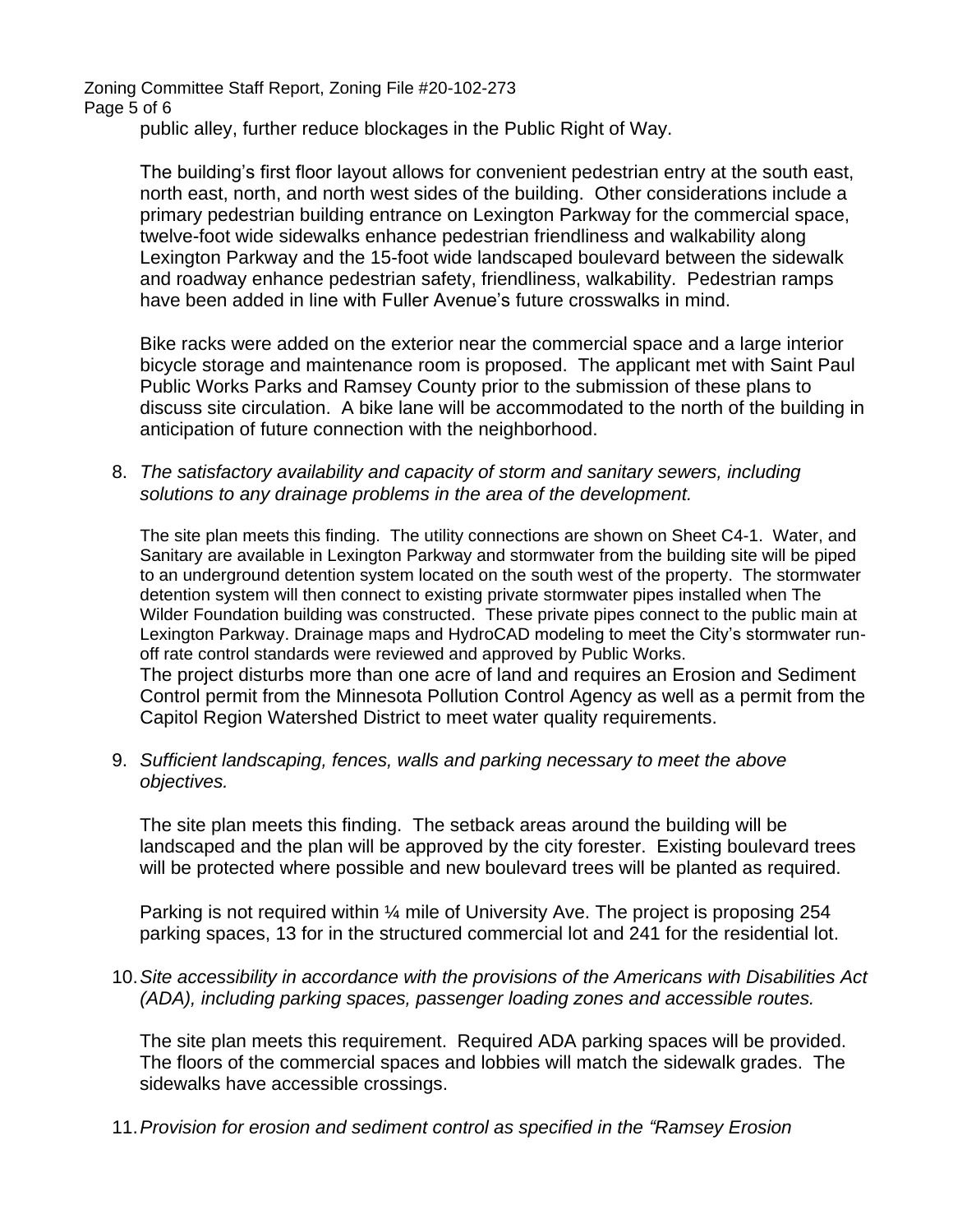public alley, further reduce blockages in the Public Right of Way.

The building's first floor layout allows for convenient pedestrian entry at the south east, north east, north, and north west sides of the building. Other considerations include a primary pedestrian building entrance on Lexington Parkway for the commercial space, twelve-foot wide sidewalks enhance pedestrian friendliness and walkability along Lexington Parkway and the 15-foot wide landscaped boulevard between the sidewalk and roadway enhance pedestrian safety, friendliness, walkability. Pedestrian ramps have been added in line with Fuller Avenue's future crosswalks in mind.

Bike racks were added on the exterior near the commercial space and a large interior bicycle storage and maintenance room is proposed. The applicant met with Saint Paul Public Works Parks and Ramsey County prior to the submission of these plans to discuss site circulation. A bike lane will be accommodated to the north of the building in anticipation of future connection with the neighborhood.

8. *The satisfactory availability and capacity of storm and sanitary sewers, including solutions to any drainage problems in the area of the development.*

   The site plan meets this finding. The utility connections are shown on Sheet C4-1. Water, and Sanitary are available in Lexington Parkway and stormwater from the building site will be piped to an underground detention system located on the south west of the property. The stormwater detention system will then connect to existing private stormwater pipes installed when The Wilder Foundation building was constructed. These private pipes connect to the public main at Lexington Parkway. Drainage maps and HydroCAD modeling to meet the City's stormwater run-off rate control standards were reviewed and approved by Public Works.
   The project disturbs more than one acre of land and requires an Erosion and Sediment Control permit from the Minnesota Pollution Control Agency as well as a permit from the Capitol Region Watershed District to meet water quality requirements.

9. *Sufficient landscaping, fences, walls and parking necessary to meet the above objectives.*

   The site plan meets this finding. The setback areas around the building will be landscaped and the plan will be approved by the city forester. Existing boulevard trees will be protected where possible and new boulevard trees will be planted as required.

   Parking is not required within ¼ mile of University Ave. The project is proposing 254 parking spaces, 13 for in the structured commercial lot and 241 for the residential lot.

10. *Site accessibility in accordance with the provisions of the Americans with Disabilities Act (ADA), including parking spaces, passenger loading zones and accessible routes.*

    The site plan meets this requirement. Required ADA parking spaces will be provided. The floors of the commercial spaces and lobbies will match the sidewalk grades. The sidewalks have accessible crossings.

11. *Provision for erosion and sediment control as specified in the "Ramsey Erosion*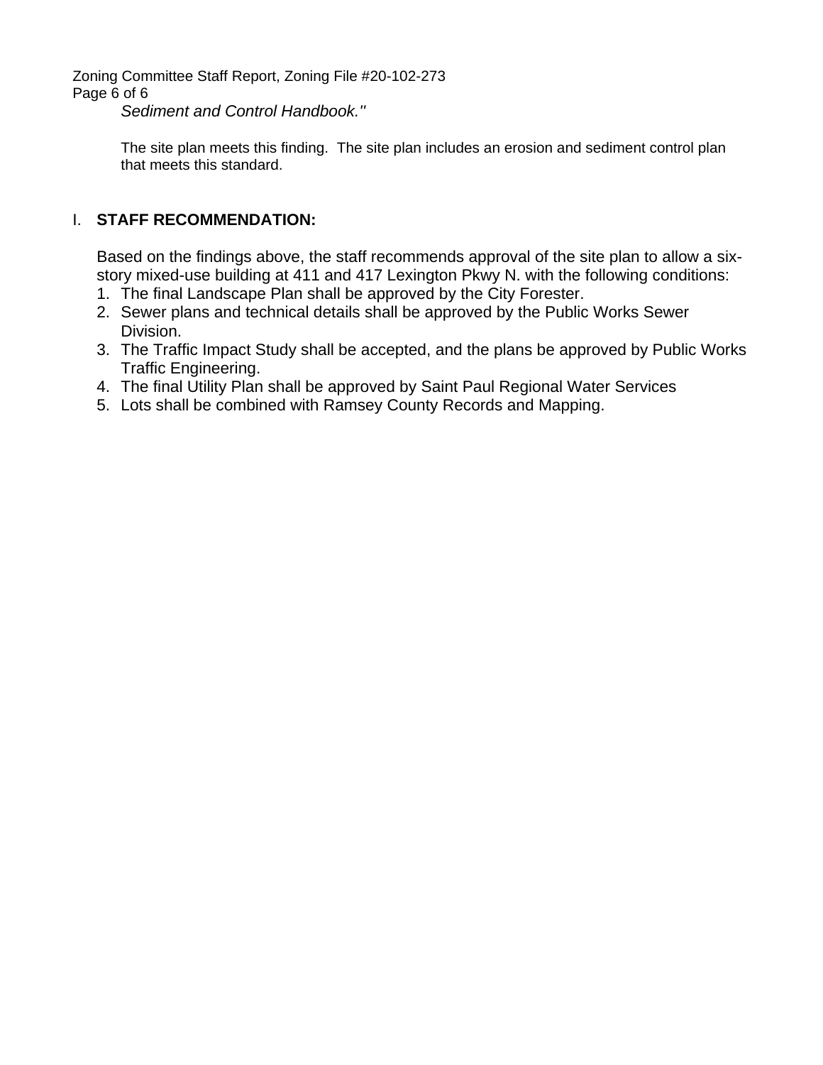*Sediment and Control Handbook."*

The site plan meets this finding. The site plan includes an erosion and sediment control plan that meets this standard.

## I. STAFF RECOMMENDATION:

Based on the findings above, the staff recommends approval of the site plan to allow a six-story mixed-use building at 411 and 417 Lexington Pkwy N. with the following conditions:

1. The final Landscape Plan shall be approved by the City Forester.
2. Sewer plans and technical details shall be approved by the Public Works Sewer Division.
3. The Traffic Impact Study shall be accepted, and the plans be approved by Public Works Traffic Engineering.
4. The final Utility Plan shall be approved by Saint Paul Regional Water Services
5. Lots shall be combined with Ramsey County Records and Mapping.